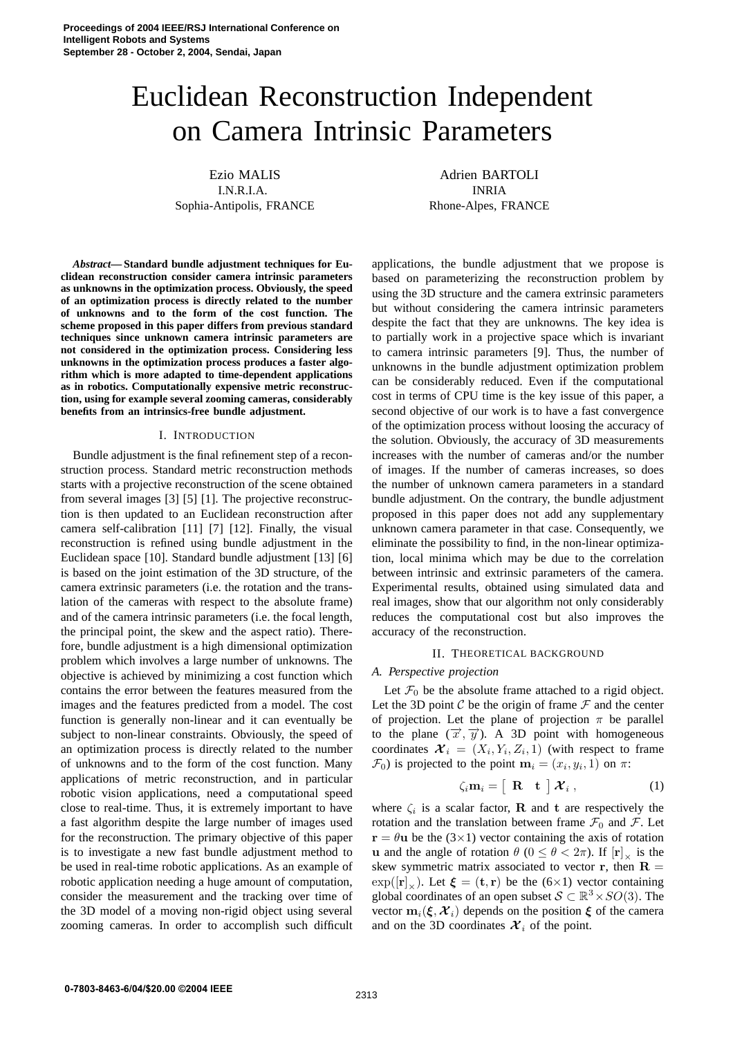# Euclidean Reconstruction Independent on Camera Intrinsic Parameters

Ezio MALIS
I.N.R.I.A.
Sophia-Antipolis, FRANCE

Adrien BARTOLI
INRIA
Rhone-Alpes, FRANCE

***Abstract*— Standard bundle adjustment techniques for Euclidean reconstruction consider camera intrinsic parameters as unknowns in the optimization process. Obviously, the speed of an optimization process is directly related to the number of unknowns and to the form of the cost function. The scheme proposed in this paper differs from previous standard techniques since unknown camera intrinsic parameters are not considered in the optimization process. Considering less unknowns in the optimization process produces a faster algorithm which is more adapted to time-dependent applications as in robotics. Computationally expensive metric reconstruction, using for example several zooming cameras, considerably benefits from an intrinsics-free bundle adjustment.**

## I. Introduction

Bundle adjustment is the final refinement step of a reconstruction process. Standard metric reconstruction methods starts with a projective reconstruction of the scene obtained from several images [3] [5] [1]. The projective reconstruction is then updated to an Euclidean reconstruction after camera self-calibration [11] [7] [12]. Finally, the visual reconstruction is refined using bundle adjustment in the Euclidean space [10]. Standard bundle adjustment [13] [6] is based on the joint estimation of the 3D structure, of the camera extrinsic parameters (i.e. the rotation and the translation of the cameras with respect to the absolute frame) and of the camera intrinsic parameters (i.e. the focal length, the principal point, the skew and the aspect ratio). Therefore, bundle adjustment is a high dimensional optimization problem which involves a large number of unknowns. The objective is achieved by minimizing a cost function which contains the error between the features measured from the images and the features predicted from a model. The cost function is generally non-linear and it can eventually be subject to non-linear constraints. Obviously, the speed of an optimization process is directly related to the number of unknowns and to the form of the cost function. Many applications of metric reconstruction, and in particular robotic vision applications, need a computational speed close to real-time. Thus, it is extremely important to have a fast algorithm despite the large number of images used for the reconstruction. The primary objective of this paper is to investigate a new fast bundle adjustment method to be used in real-time robotic applications. As an example of robotic application needing a huge amount of computation, consider the measurement and the tracking over time of the 3D model of a moving non-rigid object using several zooming cameras. In order to accomplish such difficult applications, the bundle adjustment that we propose is based on parameterizing the reconstruction problem by using the 3D structure and the camera extrinsic parameters but without considering the camera intrinsic parameters despite the fact that they are unknowns. The key idea is to partially work in a projective space which is invariant to camera intrinsic parameters [9]. Thus, the number of unknowns in the bundle adjustment optimization problem can be considerably reduced. Even if the computational cost in terms of CPU time is the key issue of this paper, a second objective of our work is to have a fast convergence of the optimization process without loosing the accuracy of the solution. Obviously, the accuracy of 3D measurements increases with the number of cameras and/or the number of images. If the number of cameras increases, so does the number of unknown camera parameters in a standard bundle adjustment. On the contrary, the bundle adjustment proposed in this paper does not add any supplementary unknown camera parameter in that case. Consequently, we eliminate the possibility to find, in the non-linear optimization, local minima which may be due to the correlation between intrinsic and extrinsic parameters of the camera. Experimental results, obtained using simulated data and real images, show that our algorithm not only considerably reduces the computational cost but also improves the accuracy of the reconstruction.

## II. Theoretical background

### A. Perspective projection

Let $\mathcal{F}_0$ be the absolute frame attached to a rigid object. Let the 3D point $\mathcal{C}$ be the origin of frame $\mathcal{F}$ and the center of projection. Let the plane of projection $\pi$ be parallel to the plane $(\overrightarrow{x}, \overrightarrow{y})$. A 3D point with homogeneous coordinates $\boldsymbol{\mathcal{X}}_i = (X_i, Y_i, Z_i, 1)$ (with respect to frame $\mathcal{F}_0$) is projected to the point $\mathbf{m}_i = (x_i, y_i, 1)$ on $\pi$:

$$\zeta_i \mathbf{m}_i = \begin{bmatrix} \mathbf{R} & \mathbf{t} \end{bmatrix} \boldsymbol{\mathcal{X}}_i \,, \tag{1}$$

where $\zeta_i$ is a scalar factor, $\mathbf{R}$ and $\mathbf{t}$ are respectively the rotation and the translation between frame $\mathcal{F}_0$ and $\mathcal{F}$. Let $\mathbf{r} = \theta \mathbf{u}$ be the $(3{\times}1)$ vector containing the axis of rotation $\mathbf{u}$ and the angle of rotation $\theta$ $(0 \leq \theta < 2\pi)$. If $[\mathbf{r}]_\times$ is the skew symmetric matrix associated to vector $\mathbf{r}$, then $\mathbf{R} = \exp([\mathbf{r}]_\times)$. Let $\boldsymbol{\xi} = (\mathbf{t}, \mathbf{r})$ be the $(6{\times}1)$ vector containing global coordinates of an open subset $\mathcal{S} \subset \mathbb{R}^3 \times SO(3)$. The vector $\mathbf{m}_i(\boldsymbol{\xi}, \boldsymbol{\mathcal{X}}_i)$ depends on the position $\boldsymbol{\xi}$ of the camera and on the 3D coordinates $\boldsymbol{\mathcal{X}}_i$ of the point.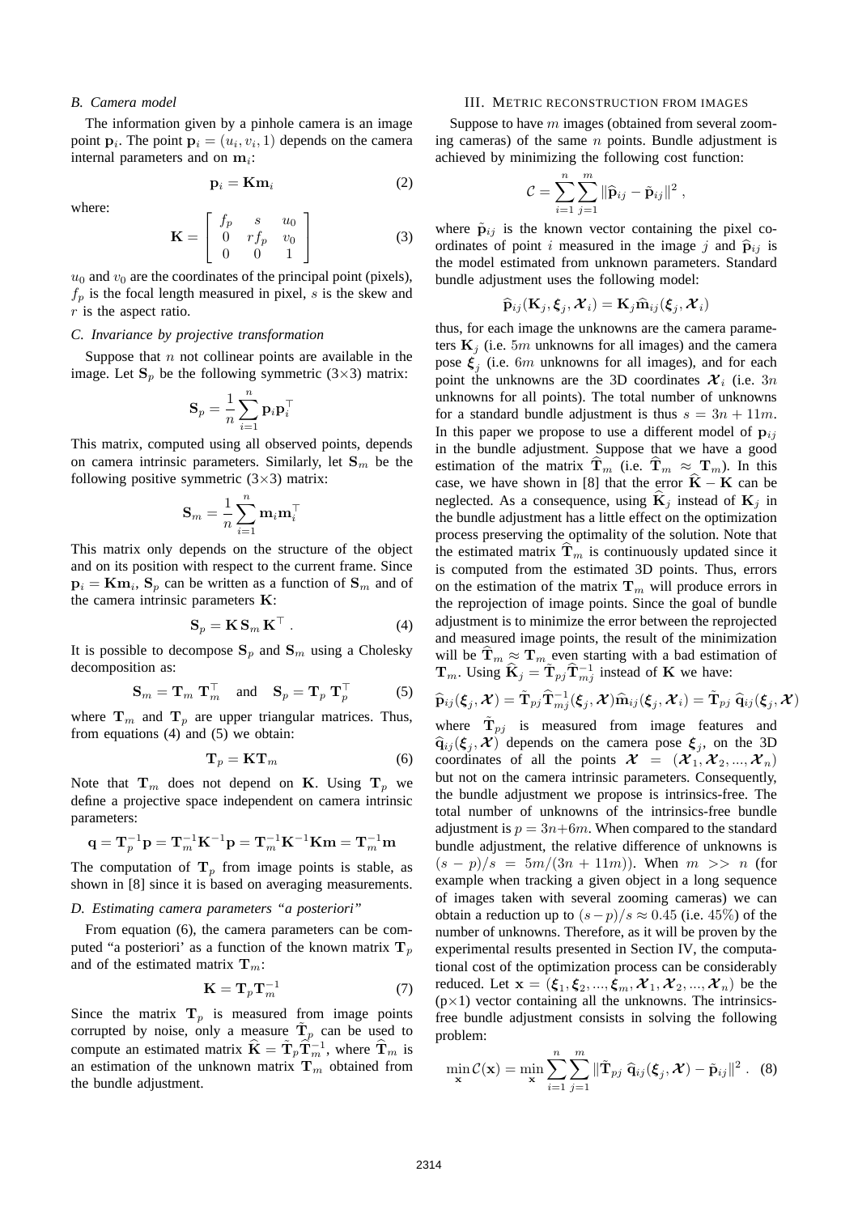### B. Camera model

The information given by a pinhole camera is an image point $\mathbf{p}_i$. The point $\mathbf{p}_i = (u_i, v_i, 1)$ depends on the camera internal parameters and on $\mathbf{m}_i$:

$$\mathbf{p}_i = \mathbf{K}\mathbf{m}_i \tag{2}$$

where:

$$\mathbf{K} = \begin{bmatrix} f_p & s & u_0 \\ 0 & rf_p & v_0 \\ 0 & 0 & 1 \end{bmatrix} \tag{3}$$

$u_0$ and $v_0$ are the coordinates of the principal point (pixels), $f_p$ is the focal length measured in pixel, $s$ is the skew and $r$ is the aspect ratio.

### C. Invariance by projective transformation

Suppose that $n$ not collinear points are available in the image. Let $\mathbf{S}_p$ be the following symmetric (3×3) matrix:

$$\mathbf{S}_p = \frac{1}{n}\sum_{i=1}^{n} \mathbf{p}_i \mathbf{p}_i^\top$$

This matrix, computed using all observed points, depends on camera intrinsic parameters. Similarly, let $\mathbf{S}_m$ be the following positive symmetric (3×3) matrix:

$$\mathbf{S}_m = \frac{1}{n}\sum_{i=1}^{n} \mathbf{m}_i \mathbf{m}_i^\top$$

This matrix only depends on the structure of the object and on its position with respect to the current frame. Since $\mathbf{p}_i = \mathbf{K}\mathbf{m}_i$, $\mathbf{S}_p$ can be written as a function of $\mathbf{S}_m$ and of the camera intrinsic parameters $\mathbf{K}$:

$$\mathbf{S}_p = \mathbf{K}\,\mathbf{S}_m\,\mathbf{K}^\top \; . \tag{4}$$

It is possible to decompose $\mathbf{S}_p$ and $\mathbf{S}_m$ using a Cholesky decomposition as:

$$\mathbf{S}_m = \mathbf{T}_m\;\mathbf{T}_m^\top \quad \text{and} \quad \mathbf{S}_p = \mathbf{T}_p\;\mathbf{T}_p^\top \tag{5}$$

where $\mathbf{T}_m$ and $\mathbf{T}_p$ are upper triangular matrices. Thus, from equations (4) and (5) we obtain:

$$\mathbf{T}_p = \mathbf{K}\mathbf{T}_m \tag{6}$$

Note that $\mathbf{T}_m$ does not depend on $\mathbf{K}$. Using $\mathbf{T}_p$ we define a projective space independent on camera intrinsic parameters:

$$\mathbf{q} = \mathbf{T}_p^{-1}\mathbf{p} = \mathbf{T}_m^{-1}\mathbf{K}^{-1}\mathbf{p} = \mathbf{T}_m^{-1}\mathbf{K}^{-1}\mathbf{K}\mathbf{m} = \mathbf{T}_m^{-1}\mathbf{m}$$

The computation of $\mathbf{T}_p$ from image points is stable, as shown in [8] since it is based on averaging measurements.

### D. Estimating camera parameters "a posteriori"

From equation (6), the camera parameters can be computed "a posteriori' as a function of the known matrix $\mathbf{T}_p$ and of the estimated matrix $\mathbf{T}_m$:

$$\mathbf{K} = \mathbf{T}_p\mathbf{T}_m^{-1} \tag{7}$$

Since the matrix $\mathbf{T}_p$ is measured from image points corrupted by noise, only a measure $\tilde{\mathbf{T}}_p$ can be used to compute an estimated matrix $\widehat{\mathbf{K}} = \tilde{\mathbf{T}}_p\widehat{\mathbf{T}}_m^{-1}$, where $\widehat{\mathbf{T}}_m$ is an estimation of the unknown matrix $\mathbf{T}_m$ obtained from the bundle adjustment.

## III. Metric reconstruction from images

Suppose to have $m$ images (obtained from several zooming cameras) of the same $n$ points. Bundle adjustment is achieved by minimizing the following cost function:

$$\mathcal{C} = \sum_{i=1}^{n}\sum_{j=1}^{m} \|\widehat{\mathbf{p}}_{ij} - \tilde{\mathbf{p}}_{ij}\|^2 \; ,$$

where $\tilde{\mathbf{p}}_{ij}$ is the known vector containing the pixel coordinates of point $i$ measured in the image $j$ and $\widehat{\mathbf{p}}_{ij}$ is the model estimated from unknown parameters. Standard bundle adjustment uses the following model:

$$\widehat{\mathbf{p}}_{ij}(\mathbf{K}_j, \boldsymbol{\xi}_j, \boldsymbol{\mathcal{X}}_i) = \mathbf{K}_j\widehat{\mathbf{m}}_{ij}(\boldsymbol{\xi}_j, \boldsymbol{\mathcal{X}}_i)$$

thus, for each image the unknowns are the camera parameters $\mathbf{K}_j$ (i.e. $5m$ unknowns for all images) and the camera pose $\boldsymbol{\xi}_j$ (i.e. $6m$ unknowns for all images), and for each point the unknowns are the 3D coordinates $\boldsymbol{\mathcal{X}}_i$ (i.e. $3n$ unknowns for all points). The total number of unknowns for a standard bundle adjustment is thus $s = 3n + 11m$. In this paper we propose to use a different model of $\mathbf{p}_{ij}$ in the bundle adjustment. Suppose that we have a good estimation of the matrix $\widehat{\mathbf{T}}_m$ (i.e. $\widehat{\mathbf{T}}_m \approx \mathbf{T}_m$). In this case, we have shown in [8] that the error $\widehat{\mathbf{K}} - \mathbf{K}$ can be neglected. As a consequence, using $\widehat{\mathbf{K}}_j$ instead of $\mathbf{K}_j$ in the bundle adjustment has a little effect on the optimization process preserving the optimality of the solution. Note that the estimated matrix $\widehat{\mathbf{T}}_m$ is continuously updated since it is computed from the estimated 3D points. Thus, errors on the estimation of the matrix $\mathbf{T}_m$ will produce errors in the reprojection of image points. Since the goal of bundle adjustment is to minimize the error between the reprojected and measured image points, the result of the minimization will be $\widehat{\mathbf{T}}_m \approx \mathbf{T}_m$ even starting with a bad estimation of $\mathbf{T}_m$. Using $\widehat{\mathbf{K}}_j = \tilde{\mathbf{T}}_{pj}\widehat{\mathbf{T}}_{mj}^{-1}$ instead of $\mathbf{K}$ we have:

$$\widehat{\mathbf{p}}_{ij}(\boldsymbol{\xi}_j, \boldsymbol{\mathcal{X}}) = \tilde{\mathbf{T}}_{pj}\widehat{\mathbf{T}}_{mj}^{-1}(\boldsymbol{\xi}_j, \boldsymbol{\mathcal{X}})\widehat{\mathbf{m}}_{ij}(\boldsymbol{\xi}_j, \boldsymbol{\mathcal{X}}_i) = \tilde{\mathbf{T}}_{pj}\;\widehat{\mathbf{q}}_{ij}(\boldsymbol{\xi}_j, \boldsymbol{\mathcal{X}})$$

where $\tilde{\mathbf{T}}_{pj}$ is measured from image features and $\widehat{\mathbf{q}}_{ij}(\boldsymbol{\xi}_j, \boldsymbol{\mathcal{X}})$ depends on the camera pose $\boldsymbol{\xi}_j$, on the 3D coordinates of all the points $\boldsymbol{\mathcal{X}} = (\boldsymbol{\mathcal{X}}_1, \boldsymbol{\mathcal{X}}_2, ..., \boldsymbol{\mathcal{X}}_n)$ but not on the camera intrinsic parameters. Consequently, the bundle adjustment we propose is intrinsics-free. The total number of unknowns of the intrinsics-free bundle adjustment is $p = 3n+6m$. When compared to the standard bundle adjustment, the relative difference of unknowns is $(s-p)/s = 5m/(3n+11m)$). When $m >> n$ (for example when tracking a given object in a long sequence of images taken with several zooming cameras) we can obtain a reduction up to $(s-p)/s \approx 0.45$ (i.e. 45%) of the number of unknowns. Therefore, as it will be proven by the experimental results presented in Section IV, the computational cost of the optimization process can be considerably reduced. Let $\mathbf{x} = (\boldsymbol{\xi}_1, \boldsymbol{\xi}_2, ..., \boldsymbol{\xi}_m, \boldsymbol{\mathcal{X}}_1, \boldsymbol{\mathcal{X}}_2, ..., \boldsymbol{\mathcal{X}}_n)$ be the (p×1) vector containing all the unknowns. The intrinsics-free bundle adjustment consists in solving the following problem:

$$\min_{\mathbf{x}} \mathcal{C}(\mathbf{x}) = \min_{\mathbf{x}} \sum_{i=1}^{n}\sum_{j=1}^{m} \|\tilde{\mathbf{T}}_{pj}\;\widehat{\mathbf{q}}_{ij}(\boldsymbol{\xi}_j, \boldsymbol{\mathcal{X}}) - \tilde{\mathbf{p}}_{ij}\|^2 \; . \tag{8}$$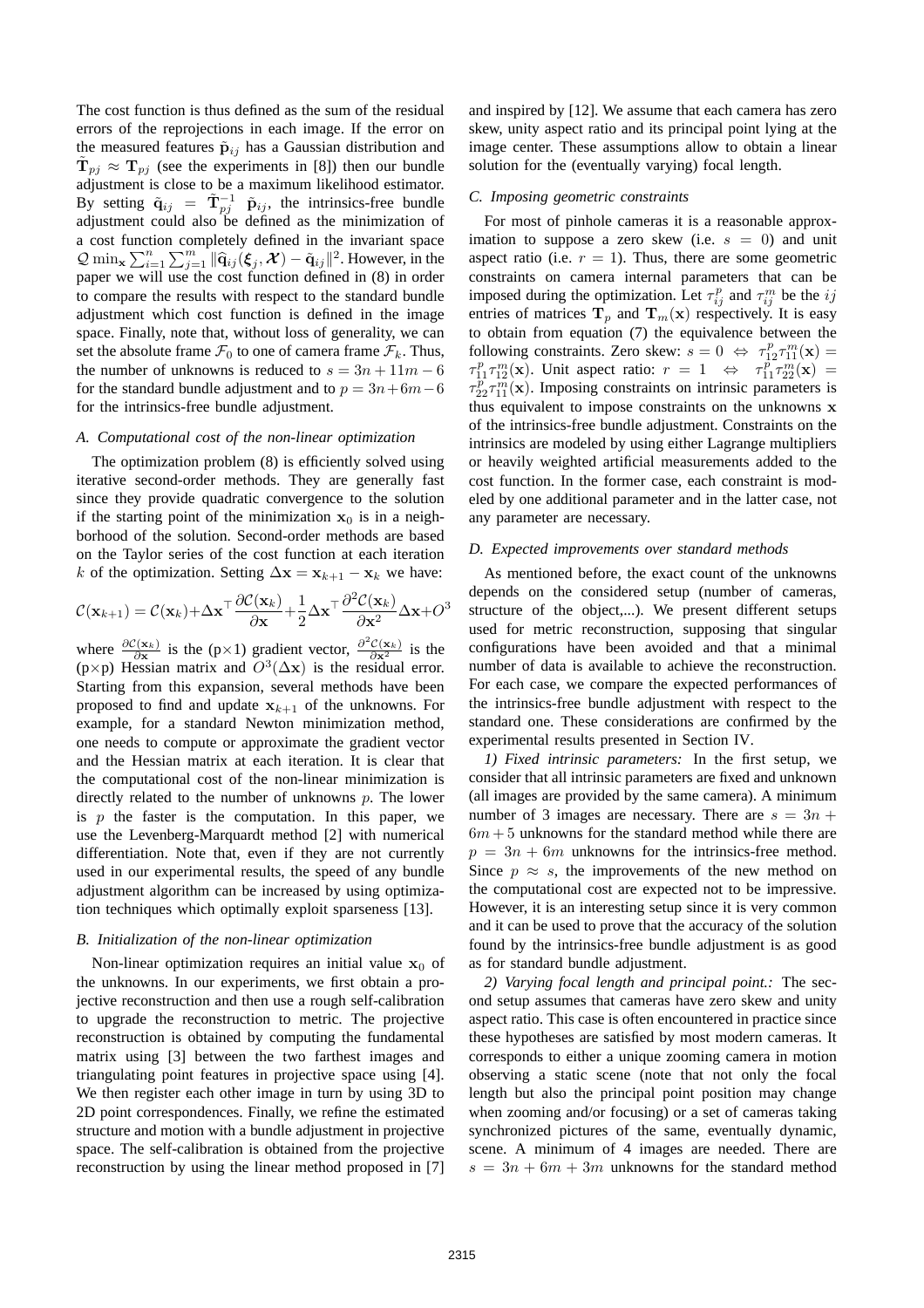The cost function is thus defined as the sum of the residual errors of the reprojections in each image. If the error on the measured features $\tilde{\mathbf{p}}_{ij}$ has a Gaussian distribution and $\tilde{\mathbf{T}}_{pj} \approx \mathbf{T}_{pj}$ (see the experiments in [8]) then our bundle adjustment is close to be a maximum likelihood estimator. By setting $\tilde{\mathbf{q}}_{ij} = \tilde{\mathbf{T}}_{pj}^{-1} \; \tilde{\mathbf{p}}_{ij}$, the intrinsics-free bundle adjustment could also be defined as the minimization of a cost function completely defined in the invariant space $\mathcal{Q} \min_{\mathbf{x}} \sum_{i=1}^{n} \sum_{j=1}^{m} \|\widehat{\mathbf{q}}_{ij}(\boldsymbol{\xi}_j, \boldsymbol{\mathcal{X}}) - \tilde{\mathbf{q}}_{ij}\|^2$. However, in the paper we will use the cost function defined in (8) in order to compare the results with respect to the standard bundle adjustment which cost function is defined in the image space. Finally, note that, without loss of generality, we can set the absolute frame $\mathcal{F}_0$ to one of camera frame $\mathcal{F}_k$. Thus, the number of unknowns is reduced to $s = 3n + 11m - 6$ for the standard bundle adjustment and to $p = 3n + 6m - 6$ for the intrinsics-free bundle adjustment.

### A. Computational cost of the non-linear optimization

The optimization problem (8) is efficiently solved using iterative second-order methods. They are generally fast since they provide quadratic convergence to the solution if the starting point of the minimization $\mathbf{x}_0$ is in a neighborhood of the solution. Second-order methods are based on the Taylor series of the cost function at each iteration $k$ of the optimization. Setting $\Delta\mathbf{x} = \mathbf{x}_{k+1} - \mathbf{x}_k$ we have:

$$\mathcal{C}(\mathbf{x}_{k+1}) = \mathcal{C}(\mathbf{x}_k) + \Delta\mathbf{x}^\top \frac{\partial \mathcal{C}(\mathbf{x}_k)}{\partial \mathbf{x}} + \frac{1}{2}\Delta\mathbf{x}^\top \frac{\partial^2 \mathcal{C}(\mathbf{x}_k)}{\partial \mathbf{x}^2}\Delta\mathbf{x} + O^3$$

where $\frac{\partial \mathcal{C}(\mathbf{x}_k)}{\partial \mathbf{x}}$ is the (p×1) gradient vector, $\frac{\partial^2 \mathcal{C}(\mathbf{x}_k)}{\partial \mathbf{x}^2}$ is the (p×p) Hessian matrix and $O^3(\Delta\mathbf{x})$ is the residual error. Starting from this expansion, several methods have been proposed to find and update $\mathbf{x}_{k+1}$ of the unknowns. For example, for a standard Newton minimization method, one needs to compute or approximate the gradient vector and the Hessian matrix at each iteration. It is clear that the computational cost of the non-linear minimization is directly related to the number of unknowns $p$. The lower is $p$ the faster is the computation. In this paper, we use the Levenberg-Marquardt method [2] with numerical differentiation. Note that, even if they are not currently used in our experimental results, the speed of any bundle adjustment algorithm can be increased by using optimization techniques which optimally exploit sparseness [13].

### B. Initialization of the non-linear optimization

Non-linear optimization requires an initial value $\mathbf{x}_0$ of the unknowns. In our experiments, we first obtain a projective reconstruction and then use a rough self-calibration to upgrade the reconstruction to metric. The projective reconstruction is obtained by computing the fundamental matrix using [3] between the two farthest images and triangulating point features in projective space using [4]. We then register each other image in turn by using 3D to 2D point correspondences. Finally, we refine the estimated structure and motion with a bundle adjustment in projective space. The self-calibration is obtained from the projective reconstruction by using the linear method proposed in [7] and inspired by [12]. We assume that each camera has zero skew, unity aspect ratio and its principal point lying at the image center. These assumptions allow to obtain a linear solution for the (eventually varying) focal length.

### C. Imposing geometric constraints

For most of pinhole cameras it is a reasonable approximation to suppose a zero skew (i.e. $s = 0$) and unit aspect ratio (i.e. $r = 1$). Thus, there are some geometric constraints on camera internal parameters that can be imposed during the optimization. Let $\tau_{ij}^p$ and $\tau_{ij}^m$ be the $ij$ entries of matrices $\mathbf{T}_p$ and $\mathbf{T}_m(\mathbf{x})$ respectively. It is easy to obtain from equation (7) the equivalence between the following constraints. Zero skew: $s = 0 \;\Leftrightarrow\; \tau_{12}^p \tau_{11}^m(\mathbf{x}) = \tau_{11}^p \tau_{12}^m(\mathbf{x})$. Unit aspect ratio: $r = 1 \;\Leftrightarrow\; \tau_{11}^p \tau_{22}^m(\mathbf{x}) = \tau_{22}^p \tau_{11}^m(\mathbf{x})$. Imposing constraints on intrinsic parameters is thus equivalent to impose constraints on the unknowns $\mathbf{x}$ of the intrinsics-free bundle adjustment. Constraints on the intrinsics are modeled by using either Lagrange multipliers or heavily weighted artificial measurements added to the cost function. In the former case, each constraint is modeled by one additional parameter and in the latter case, not any parameter are necessary.

### D. Expected improvements over standard methods

As mentioned before, the exact count of the unknowns depends on the considered setup (number of cameras, structure of the object,...). We present different setups used for metric reconstruction, supposing that singular configurations have been avoided and that a minimal number of data is available to achieve the reconstruction. For each case, we compare the expected performances of the intrinsics-free bundle adjustment with respect to the standard one. These considerations are confirmed by the experimental results presented in Section IV.

*1) Fixed intrinsic parameters:* In the first setup, we consider that all intrinsic parameters are fixed and unknown (all images are provided by the same camera). A minimum number of 3 images are necessary. There are $s = 3n + 6m + 5$ unknowns for the standard method while there are $p = 3n + 6m$ unknowns for the intrinsics-free method. Since $p \approx s$, the improvements of the new method on the computational cost are expected not to be impressive. However, it is an interesting setup since it is very common and it can be used to prove that the accuracy of the solution found by the intrinsics-free bundle adjustment is as good as for standard bundle adjustment.

*2) Varying focal length and principal point.:* The second setup assumes that cameras have zero skew and unity aspect ratio. This case is often encountered in practice since these hypotheses are satisfied by most modern cameras. It corresponds to either a unique zooming camera in motion observing a static scene (note that not only the focal length but also the principal point position may change when zooming and/or focusing) or a set of cameras taking synchronized pictures of the same, eventually dynamic, scene. A minimum of 4 images are needed. There are $s = 3n + 6m + 3m$ unknowns for the standard method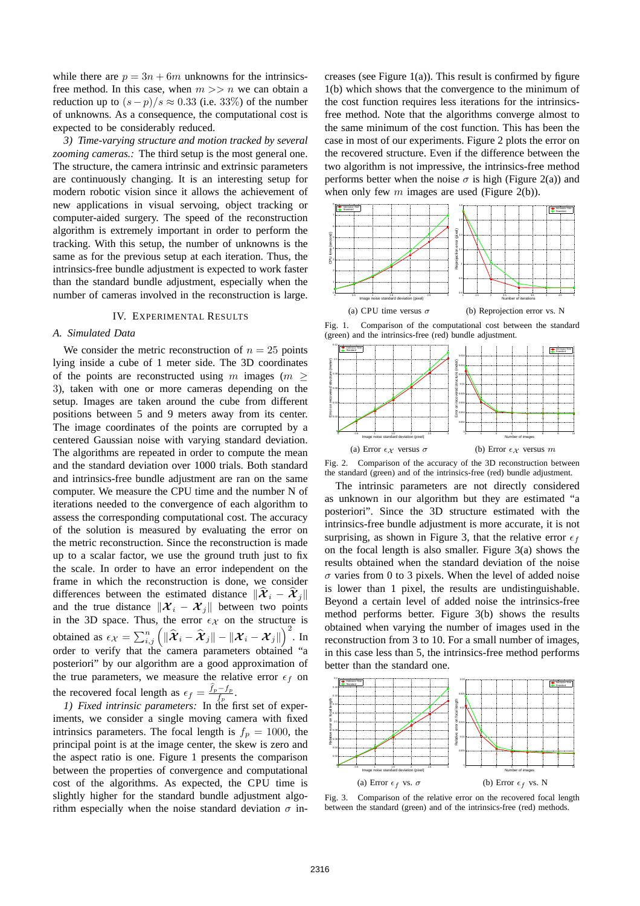while there are $p = 3n + 6m$ unknowns for the intrinsics-free method. In this case, when $m >> n$ we can obtain a reduction up to $(s-p)/s \approx 0.33$ (i.e. $33\%$) of the number of unknowns. As a consequence, the computational cost is expected to be considerably reduced.

*3) Time-varying structure and motion tracked by several zooming cameras.:* The third setup is the most general one. The structure, the camera intrinsic and extrinsic parameters are continuously changing. It is an interesting setup for modern robotic vision since it allows the achievement of new applications in visual servoing, object tracking or computer-aided surgery. The speed of the reconstruction algorithm is extremely important in order to perform the tracking. With this setup, the number of unknowns is the same as for the previous setup at each iteration. Thus, the intrinsics-free bundle adjustment is expected to work faster than the standard bundle adjustment, especially when the number of cameras involved in the reconstruction is large.

## IV. Experimental Results

### A. Simulated Data

We consider the metric reconstruction of $n = 25$ points lying inside a cube of 1 meter side. The 3D coordinates of the points are reconstructed using $m$ images ($m \geq 3$), taken with one or more cameras depending on the setup. Images are taken around the cube from different positions between 5 and 9 meters away from its center. The image coordinates of the points are corrupted by a centered Gaussian noise with varying standard deviation. The algorithms are repeated in order to compute the mean and the standard deviation over 1000 trials. Both standard and intrinsics-free bundle adjustment are ran on the same computer. We measure the CPU time and the number N of iterations needed to the convergence of each algorithm to assess the corresponding computational cost. The accuracy of the solution is measured by evaluating the error on the metric reconstruction. Since the reconstruction is made up to a scalar factor, we use the ground truth just to fix the scale. In order to have an error independent on the frame in which the reconstruction is done, we consider differences between the estimated distance $\|\widehat{\boldsymbol{\mathcal{X}}}_i - \widehat{\boldsymbol{\mathcal{X}}}_j\|$ and the true distance $\|\boldsymbol{\mathcal{X}}_i - \boldsymbol{\mathcal{X}}_j\|$ between two points in the 3D space. Thus, the error $\epsilon_{\mathcal{X}}$ on the structure is obtained as $\epsilon_{\mathcal{X}} = \sum_{i,j}^{n} \left( \|\widehat{\boldsymbol{\mathcal{X}}}_i - \widehat{\boldsymbol{\mathcal{X}}}_j\| - \|\boldsymbol{\mathcal{X}}_i - \boldsymbol{\mathcal{X}}_j\| \right)^2$. In order to verify that the camera parameters obtained "a posteriori" by our algorithm are a good approximation of the true parameters, we measure the relative error $\epsilon_f$ on the recovered focal length as $\epsilon_f = \frac{\widehat{f}_p - f_p}{f_p}$.

*1) Fixed intrinsic parameters:* In the first set of experiments, we consider a single moving camera with fixed intrinsics parameters. The focal length is $f_p = 1000$, the principal point is at the image center, the skew is zero and the aspect ratio is one. Figure 1 presents the comparison between the properties of convergence and computational cost of the algorithms. As expected, the CPU time is slightly higher for the standard bundle adjustment algorithm especially when the noise standard deviation $\sigma$ increases (see Figure 1(a)). This result is confirmed by figure 1(b) which shows that the convergence to the minimum of the cost function requires less iterations for the intrinsics-free method. Note that the algorithms converge almost to the same minimum of the cost function. This has been the case in most of our experiments. Figure 2 plots the error on the recovered structure. Even if the difference between the two algorithm is not impressive, the intrinsics-free method performs better when the noise $\sigma$ is high (Figure 2(a)) and when only few $m$ images are used (Figure 2(b)).

(a) CPU time versus $\sigma$ (b) Reprojection error vs. N

Fig. 1. Comparison of the computational cost between the standard (green) and the intrinsics-free (red) bundle adjustment.

(a) Error $\epsilon_{\mathcal{X}}$ versus $\sigma$ (b) Error $\epsilon_{\mathcal{X}}$ versus $m$

Fig. 2. Comparison of the accuracy of the 3D reconstruction between the standard (green) and of the intrinsics-free (red) bundle adjustment.

The intrinsic parameters are not directly considered as unknown in our algorithm but they are estimated "a posteriori". Since the 3D structure estimated with the intrinsics-free bundle adjustment is more accurate, it is not surprising, as shown in Figure 3, that the relative error $\epsilon_f$ on the focal length is also smaller. Figure 3(a) shows the results obtained when the standard deviation of the noise $\sigma$ varies from 0 to 3 pixels. When the level of added noise is lower than 1 pixel, the results are undistinguishable. Beyond a certain level of added noise the intrinsics-free method performs better. Figure 3(b) shows the results obtained when varying the number of images used in the reconstruction from 3 to 10. For a small number of images, in this case less than 5, the intrinsics-free method performs better than the standard one.

(a) Error $\epsilon_f$ vs. $\sigma$ (b) Error $\epsilon_f$ vs. N

Fig. 3. Comparison of the relative error on the recovered focal length between the standard (green) and of the intrinsics-free (red) methods.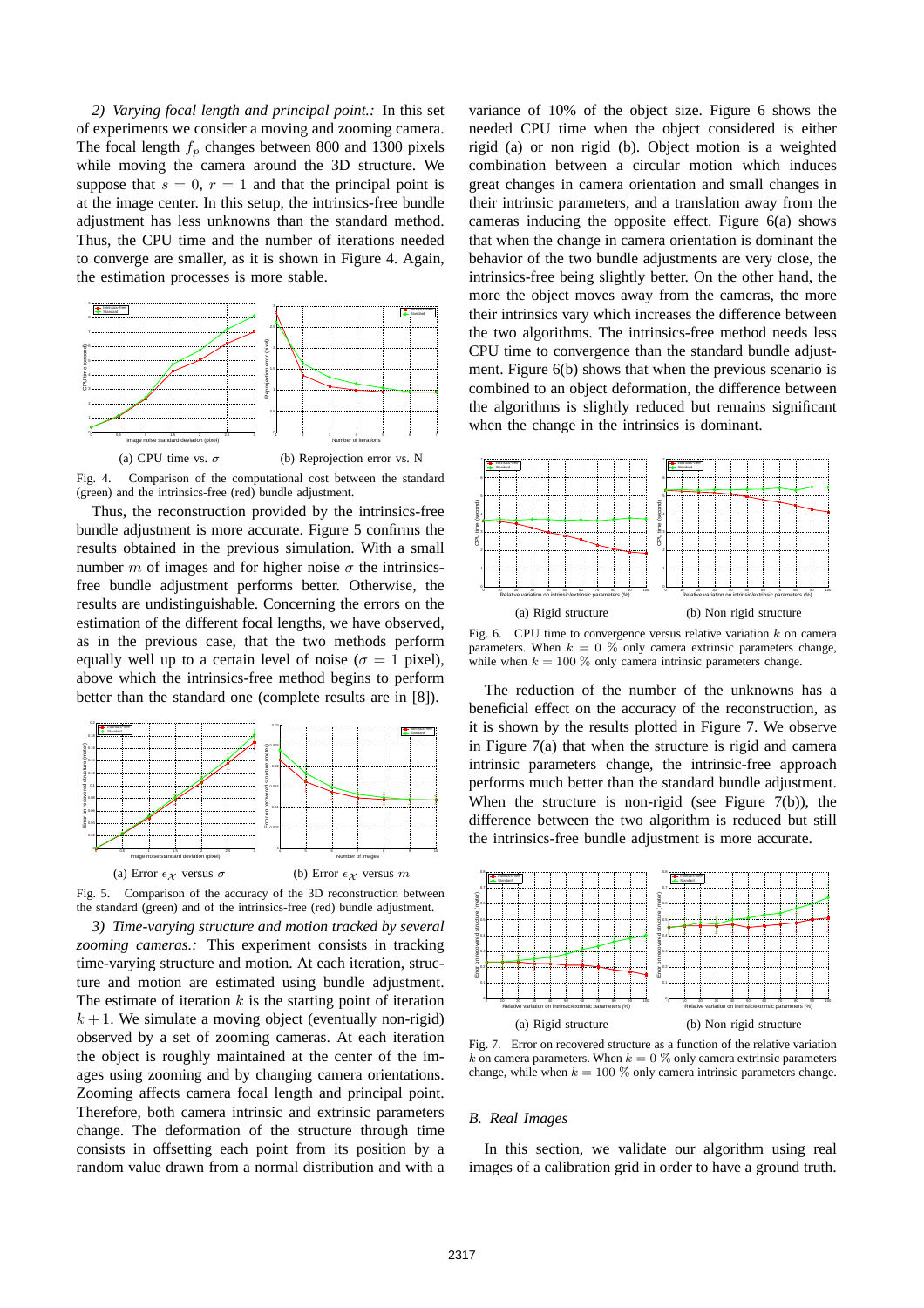*2) Varying focal length and principal point.:* In this set of experiments we consider a moving and zooming camera. The focal length $f_p$ changes between 800 and 1300 pixels while moving the camera around the 3D structure. We suppose that $s = 0$, $r = 1$ and that the principal point is at the image center. In this setup, the intrinsics-free bundle adjustment has less unknowns than the standard method. Thus, the CPU time and the number of iterations needed to converge are smaller, as it is shown in Figure 4. Again, the estimation processes is more stable.

(a) CPU time vs. $\sigma$ (b) Reprojection error vs. N

Fig. 4. Comparison of the computational cost between the standard (green) and the intrinsics-free (red) bundle adjustment.

Thus, the reconstruction provided by the intrinsics-free bundle adjustment is more accurate. Figure 5 confirms the results obtained in the previous simulation. With a small number $m$ of images and for higher noise $\sigma$ the intrinsics-free bundle adjustment performs better. Otherwise, the results are undistinguishable. Concerning the errors on the estimation of the different focal lengths, we have observed, as in the previous case, that the two methods perform equally well up to a certain level of noise ($\sigma = 1$ pixel), above which the intrinsics-free method begins to perform better than the standard one (complete results are in [8]).

(a) Error $\epsilon_{\mathcal{X}}$ versus $\sigma$ (b) Error $\epsilon_{\mathcal{X}}$ versus $m$

Fig. 5. Comparison of the accuracy of the 3D reconstruction between the standard (green) and of the intrinsics-free (red) bundle adjustment.

*3) Time-varying structure and motion tracked by several zooming cameras.:* This experiment consists in tracking time-varying structure and motion. At each iteration, structure and motion are estimated using bundle adjustment. The estimate of iteration $k$ is the starting point of iteration $k+1$. We simulate a moving object (eventually non-rigid) observed by a set of zooming cameras. At each iteration the object is roughly maintained at the center of the images using zooming and by changing camera orientations. Zooming affects camera focal length and principal point. Therefore, both camera intrinsic and extrinsic parameters change. The deformation of the structure through time consists in offsetting each point from its position by a random value drawn from a normal distribution and with a variance of 10% of the object size. Figure 6 shows the needed CPU time when the object considered is either rigid (a) or non rigid (b). Object motion is a weighted combination between a circular motion which induces great changes in camera orientation and small changes in their intrinsic parameters, and a translation away from the cameras inducing the opposite effect. Figure 6(a) shows that when the change in camera orientation is dominant the behavior of the two bundle adjustments are very close, the intrinsics-free being slightly better. On the other hand, the more the object moves away from the cameras, the more their intrinsics vary which increases the difference between the two algorithms. The intrinsics-free method needs less CPU time to convergence than the standard bundle adjustment. Figure 6(b) shows that when the previous scenario is combined to an object deformation, the difference between the algorithms is slightly reduced but remains significant when the change in the intrinsics is dominant.

(a) Rigid structure (b) Non rigid structure

Fig. 6. CPU time to convergence versus relative variation $k$ on camera parameters. When $k = 0$ % only camera extrinsic parameters change, while when $k = 100$ % only camera intrinsic parameters change.

The reduction of the number of the unknowns has a beneficial effect on the accuracy of the reconstruction, as it is shown by the results plotted in Figure 7. We observe in Figure 7(a) that when the structure is rigid and camera intrinsic parameters change, the intrinsic-free approach performs much better than the standard bundle adjustment. When the structure is non-rigid (see Figure 7(b)), the difference between the two algorithm is reduced but still the intrinsics-free bundle adjustment is more accurate.

(a) Rigid structure (b) Non rigid structure

Fig. 7. Error on recovered structure as a function of the relative variation $k$ on camera parameters. When $k = 0$ % only camera extrinsic parameters change, while when $k = 100$ % only camera intrinsic parameters change.

### B. Real Images

In this section, we validate our algorithm using real images of a calibration grid in order to have a ground truth.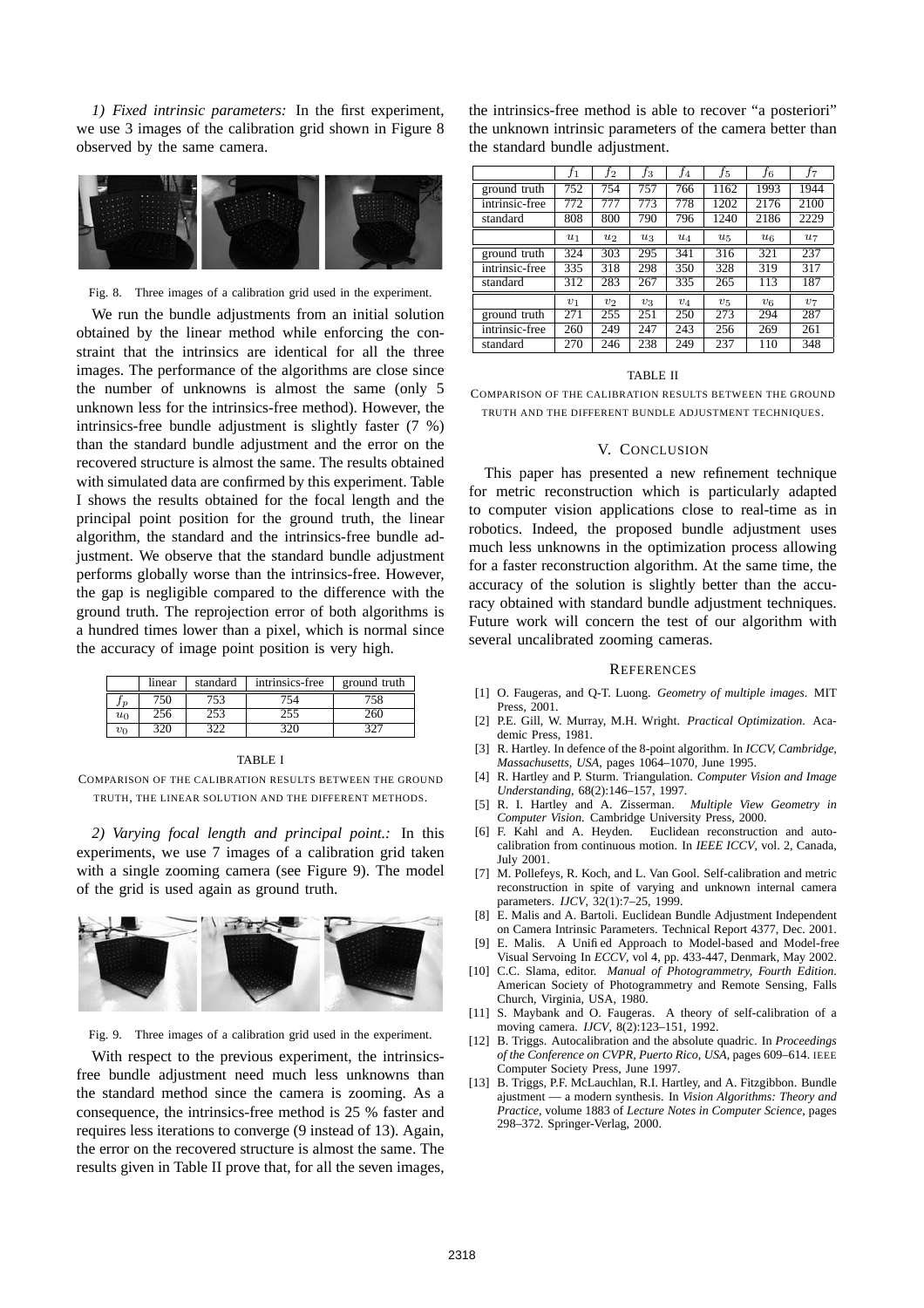*1) Fixed intrinsic parameters:* In the first experiment, we use 3 images of the calibration grid shown in Figure 8 observed by the same camera.

Fig. 8. Three images of a calibration grid used in the experiment.

We run the bundle adjustments from an initial solution obtained by the linear method while enforcing the constraint that the intrinsics are identical for all the three images. The performance of the algorithms are close since the number of unknowns is almost the same (only 5 unknown less for the intrinsics-free method). However, the intrinsics-free bundle adjustment is slightly faster (7 %) than the standard bundle adjustment and the error on the recovered structure is almost the same. The results obtained with simulated data are confirmed by this experiment. Table I shows the results obtained for the focal length and the principal point position for the ground truth, the linear algorithm, the standard and the intrinsics-free bundle adjustment. We observe that the standard bundle adjustment performs globally worse than the intrinsics-free. However, the gap is negligible compared to the difference with the ground truth. The reprojection error of both algorithms is a hundred times lower than a pixel, which is normal since the accuracy of image point position is very high.

| | linear | standard | intrinsics-free | ground truth |
|---|---|---|---|---|
| $f_p$ | 750 | 753 | 754 | 758 |
| $u_0$ | 256 | 253 | 255 | 260 |
| $v_0$ | 320 | 322 | 320 | 327 |

TABLE I

COMPARISON OF THE CALIBRATION RESULTS BETWEEN THE GROUND TRUTH, THE LINEAR SOLUTION AND THE DIFFERENT METHODS.

*2) Varying focal length and principal point.:* In this experiments, we use 7 images of a calibration grid taken with a single zooming camera (see Figure 9). The model of the grid is used again as ground truth.

Fig. 9. Three images of a calibration grid used in the experiment.

With respect to the previous experiment, the intrinsics-free bundle adjustment need much less unknowns than the standard method since the camera is zooming. As a consequence, the intrinsics-free method is 25 % faster and requires less iterations to converge (9 instead of 13). Again, the error on the recovered structure is almost the same. The results given in Table II prove that, for all the seven images, the intrinsics-free method is able to recover "a posteriori" the unknown intrinsic parameters of the camera better than the standard bundle adjustment.

| | $f_1$ | $f_2$ | $f_3$ | $f_4$ | $f_5$ | $f_6$ | $f_7$ |
|---|---|---|---|---|---|---|---|
| ground truth | 752 | 754 | 757 | 766 | 1162 | 1993 | 1944 |
| intrinsic-free | 772 | 777 | 773 | 778 | 1202 | 2176 | 2100 |
| standard | 808 | 800 | 790 | 796 | 1240 | 2186 | 2229 |
| | $u_1$ | $u_2$ | $u_3$ | $u_4$ | $u_5$ | $u_6$ | $u_7$ |
| ground truth | 324 | 303 | 295 | 341 | 316 | 321 | 237 |
| intrinsic-free | 335 | 318 | 298 | 350 | 328 | 319 | 317 |
| standard | 312 | 283 | 267 | 335 | 265 | 113 | 187 |
| | $v_1$ | $v_2$ | $v_3$ | $v_4$ | $v_5$ | $v_6$ | $v_7$ |
| ground truth | 271 | 255 | 251 | 250 | 273 | 294 | 287 |
| intrinsic-free | 260 | 249 | 247 | 243 | 256 | 269 | 261 |
| standard | 270 | 246 | 238 | 249 | 237 | 110 | 348 |

TABLE II

COMPARISON OF THE CALIBRATION RESULTS BETWEEN THE GROUND TRUTH AND THE DIFFERENT BUNDLE ADJUSTMENT TECHNIQUES.

## V. CONCLUSION

This paper has presented a new refinement technique for metric reconstruction which is particularly adapted to computer vision applications close to real-time as in robotics. Indeed, the proposed bundle adjustment uses much less unknowns in the optimization process allowing for a faster reconstruction algorithm. At the same time, the accuracy of the solution is slightly better than the accuracy obtained with standard bundle adjustment techniques. Future work will concern the test of our algorithm with several uncalibrated zooming cameras.

## REFERENCES

[1] O. Faugeras, and Q-T. Luong. *Geometry of multiple images*. MIT Press, 2001.

[2] P.E. Gill, W. Murray, M.H. Wright. *Practical Optimization*. Academic Press, 1981.

[3] R. Hartley. In defence of the 8-point algorithm. In *ICCV, Cambridge, Massachusetts, USA*, pages 1064–1070, June 1995.

[4] R. Hartley and P. Sturm. Triangulation. *Computer Vision and Image Understanding*, 68(2):146–157, 1997.

[5] R. I. Hartley and A. Zisserman. *Multiple View Geometry in Computer Vision*. Cambridge University Press, 2000.

[6] F. Kahl and A. Heyden. Euclidean reconstruction and autocalibration from continuous motion. In *IEEE ICCV*, vol. 2, Canada, July 2001.

[7] M. Pollefeys, R. Koch, and L. Van Gool. Self-calibration and metric reconstruction in spite of varying and unknown internal camera parameters. *IJCV*, 32(1):7–25, 1999.

[8] E. Malis and A. Bartoli. Euclidean Bundle Adjustment Independent on Camera Intrinsic Parameters. Technical Report 4377, Dec. 2001.

[9] E. Malis. A Unified Approach to Model-based and Model-free Visual Servoing In *ECCV*, vol 4, pp. 433-447, Denmark, May 2002.

[10] C.C. Slama, editor. *Manual of Photogrammetry, Fourth Edition*. American Society of Photogrammetry and Remote Sensing, Falls Church, Virginia, USA, 1980.

[11] S. Maybank and O. Faugeras. A theory of self-calibration of a moving camera. *IJCV*, 8(2):123–151, 1992.

[12] B. Triggs. Autocalibration and the absolute quadric. In *Proceedings of the Conference on CVPR, Puerto Rico, USA*, pages 609–614. IEEE Computer Society Press, June 1997.

[13] B. Triggs, P.F. McLauchlan, R.I. Hartley, and A. Fitzgibbon. Bundle ajustment — a modern synthesis. In *Vision Algorithms: Theory and Practice*, volume 1883 of *Lecture Notes in Computer Science*, pages 298–372. Springer-Verlag, 2000.